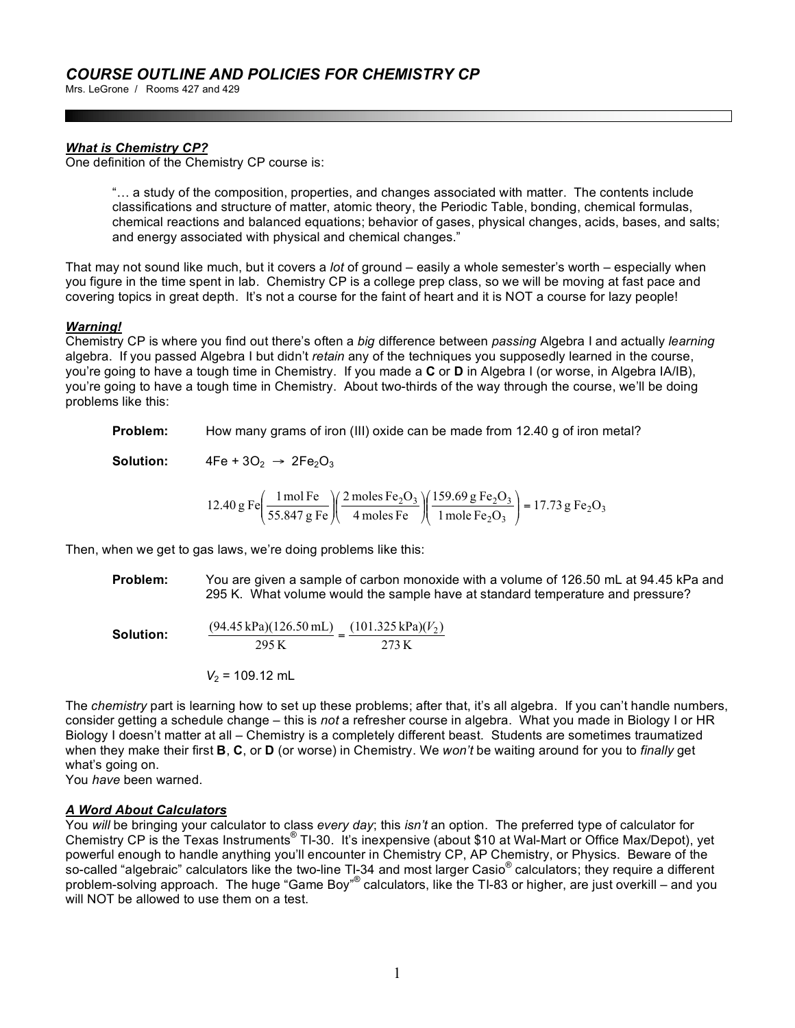# *COURSE OUTLINE AND POLICIES FOR CHEMISTRY CP*

Mrs. LeGrone / Rooms 427 and 429

### ***What is Chemistry CP?***

One definition of the Chemistry CP course is:

> "… a study of the composition, properties, and changes associated with matter. The contents include classifications and structure of matter, atomic theory, the Periodic Table, bonding, chemical formulas, chemical reactions and balanced equations; behavior of gases, physical changes, acids, bases, and salts; and energy associated with physical and chemical changes."

That may not sound like much, but it covers a *lot* of ground – easily a whole semester's worth – especially when you figure in the time spent in lab. Chemistry CP is a college prep class, so we will be moving at fast pace and covering topics in great depth. It's not a course for the faint of heart and it is NOT a course for lazy people!

### ***Warning!***

Chemistry CP is where you find out there's often a *big* difference between *passing* Algebra I and actually *learning* algebra. If you passed Algebra I but didn't *retain* any of the techniques you supposedly learned in the course, you're going to have a tough time in Chemistry. If you made a **C** or **D** in Algebra I (or worse, in Algebra IA/IB), you're going to have a tough time in Chemistry. About two-thirds of the way through the course, we'll be doing problems like this:

**Problem:** How many grams of iron (III) oxide can be made from 12.40 g of iron metal?

**Solution:** $4Fe + 3O_2 \rightarrow 2Fe_2O_3$

$$12.40\text{ g Fe}\left(\frac{1\text{ mol Fe}}{55.847\text{ g Fe}}\right)\left(\frac{2\text{ moles Fe}_2\text{O}_3}{4\text{ moles Fe}}\right)\left(\frac{159.69\text{ g Fe}_2\text{O}_3}{1\text{ mole Fe}_2\text{O}_3}\right) = 17.73\text{ g Fe}_2\text{O}_3$$

Then, when we get to gas laws, we're doing problems like this:

**Problem:** You are given a sample of carbon monoxide with a volume of 126.50 mL at 94.45 kPa and 295 K. What volume would the sample have at standard temperature and pressure?

**Solution:**

$$\frac{(94.45\text{ kPa})(126.50\text{ mL})}{295\text{ K}} = \frac{(101.325\text{ kPa})(V_2)}{273\text{ K}}$$

$V_2$ = 109.12 mL

The *chemistry* part is learning how to set up these problems; after that, it's all algebra. If you can't handle numbers, consider getting a schedule change – this is *not* a refresher course in algebra. What you made in Biology I or HR Biology I doesn't matter at all – Chemistry is a completely different beast. Students are sometimes traumatized when they make their first **B**, **C**, or **D** (or worse) in Chemistry. We *won't* be waiting around for you to *finally* get what's going on.

You *have* been warned.

### ***A Word About Calculators***

You *will* be bringing your calculator to class *every day*; this *isn't* an option. The preferred type of calculator for Chemistry CP is the Texas Instruments® TI-30. It's inexpensive (about $10 at Wal-Mart or Office Max/Depot), yet powerful enough to handle anything you'll encounter in Chemistry CP, AP Chemistry, or Physics. Beware of the so-called "algebraic" calculators like the two-line TI-34 and most larger Casio® calculators; they require a different problem-solving approach. The huge "Game Boy"® calculators, like the TI-83 or higher, are just overkill – and you will NOT be allowed to use them on a test.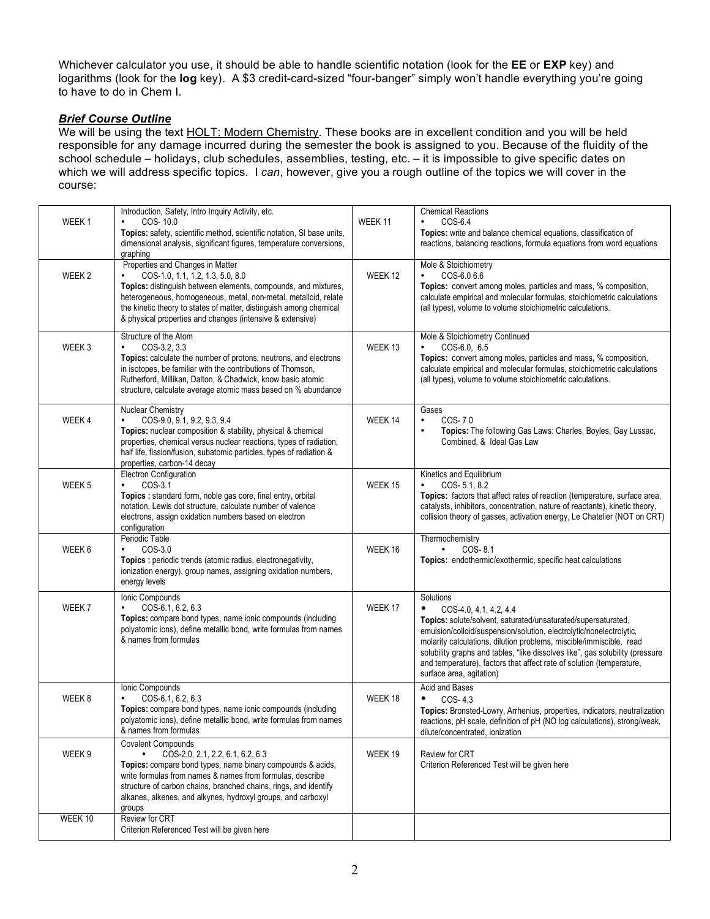Whichever calculator you use, it should be able to handle scientific notation (look for the **EE** or **EXP** key) and logarithms (look for the **log** key). A $3 credit-card-sized "four-banger" simply won't handle everything you're going to have to do in Chem I.

### ***Brief Course Outline***

We will be using the text HOLT: Modern Chemistry. These books are in excellent condition and you will be held responsible for any damage incurred during the semester the book is assigned to you. Because of the fluidity of the school schedule – holidays, club schedules, assemblies, testing, etc. – it is impossible to give specific dates on which we will address specific topics. I *can*, however, give you a rough outline of the topics we will cover in the course:

| | | | |
|---|---|---|---|
| WEEK 1 | Introduction, Safety, Intro Inquiry Activity, etc. <br>• COS- 10.0 <br>**Topics:** safety, scientific method, scientific notation, SI base units, dimensional analysis, significant figures, temperature conversions, graphing | WEEK 11 | Chemical Reactions <br>• COS-6.4 <br>**Topics:** write and balance chemical equations, classification of reactions, balancing reactions, formula equations from word equations |
| WEEK 2 | Properties and Changes in Matter <br>• COS-1.0, 1.1, 1.2, 1.3, 5.0, 8.0 <br>**Topics:** distinguish between elements, compounds, and mixtures, heterogeneous, homogeneous, metal, non-metal, metalloid, relate the kinetic theory to states of matter, distinguish among chemical & physical properties and changes (intensive & extensive) | WEEK 12 | Mole & Stoichiometry <br>• COS-6.0 6.6 <br>**Topics:** convert among moles, particles and mass, % composition, calculate empirical and molecular formulas, stoichiometric calculations (all types), volume to volume stoichiometric calculations. |
| WEEK 3 | Structure of the Atom <br>• COS-3.2, 3.3 <br>**Topics:** calculate the number of protons, neutrons, and electrons in isotopes, be familiar with the contributions of Thomson, Rutherford, Millikan, Dalton, & Chadwick, know basic atomic structure, calculate average atomic mass based on % abundance | WEEK 13 | Mole & Stoichiometry Continued <br>• COS-6.0, 6.5 <br>**Topics:** convert among moles, particles and mass, % composition, calculate empirical and molecular formulas, stoichiometric calculations (all types), volume to volume stoichiometric calculations. |
| WEEK 4 | Nuclear Chemistry <br>• COS-9.0, 9.1, 9.2, 9.3, 9.4 <br>**Topics:** nuclear composition & stability, physical & chemical properties, chemical versus nuclear reactions, types of radiation, half life, fission/fusion, subatomic particles, types of radiation & properties, carbon-14 decay | WEEK 14 | Gases <br>• COS- 7.0 <br>• **Topics:** The following Gas Laws: Charles, Boyles, Gay Lussac, Combined, & Ideal Gas Law |
| WEEK 5 | Electron Configuration <br>• COS-3.1 <br>**Topics :** standard form, noble gas core, final entry, orbital notation, Lewis dot structure, calculate number of valence electrons, assign oxidation numbers based on electron configuration | WEEK 15 | Kinetics and Equilibrium <br>• COS- 5.1, 8.2 <br>**Topics:** factors that affect rates of reaction (temperature, surface area, catalysts, inhibitors, concentration, nature of reactants), kinetic theory, collision theory of gasses, activation energy, Le Chatelier (NOT on CRT) |
| WEEK 6 | Periodic Table <br>• COS-3.0 <br>**Topics :** periodic trends (atomic radius, electronegativity, ionization energy), group names, assigning oxidation numbers, energy levels | WEEK 16 | Thermochemistry <br>• COS- 8.1 <br>**Topics:** endothermic/exothermic, specific heat calculations |
| WEEK 7 | Ionic Compounds <br>• COS-6.1, 6.2, 6.3 <br>**Topics:** compare bond types, name ionic compounds (including polyatomic ions), define metallic bond, write formulas from names & names from formulas | WEEK 17 | Solutions <br>• COS-4.0, 4.1, 4.2, 4.4 <br>**Topics:** solute/solvent, saturated/unsaturated/supersaturated, emulsion/colloid/suspension/solution, electrolytic/nonelectrolytic, molarity calculations, dilution problems, miscible/immiscible, read solubility graphs and tables, "like dissolves like", gas solubility (pressure and temperature), factors that affect rate of solution (temperature, surface area, agitation) |
| WEEK 8 | Ionic Compounds <br>• COS-6.1, 6.2, 6.3 <br>**Topics:** compare bond types, name ionic compounds (including polyatomic ions), define metallic bond, write formulas from names & names from formulas | WEEK 18 | Acid and Bases <br>• COS- 4.3 <br>**Topics:** Bronsted-Lowry, Arrhenius, properties, indicators, neutralization reactions, pH scale, definition of pH (NO log calculations), strong/weak, dilute/concentrated, ionization |
| WEEK 9 | Covalent Compounds <br>• COS-2.0, 2.1, 2.2, 6.1, 6.2, 6.3 <br>**Topics:** compare bond types, name binary compounds & acids, write formulas from names & names from formulas, describe structure of carbon chains, branched chains, rings, and identify alkanes, alkenes, and alkynes, hydroxyl groups, and carboxyl groups | WEEK 19 | Review for CRT <br>Criterion Referenced Test will be given here |
| WEEK 10 | Review for CRT <br>Criterion Referenced Test will be given here | | |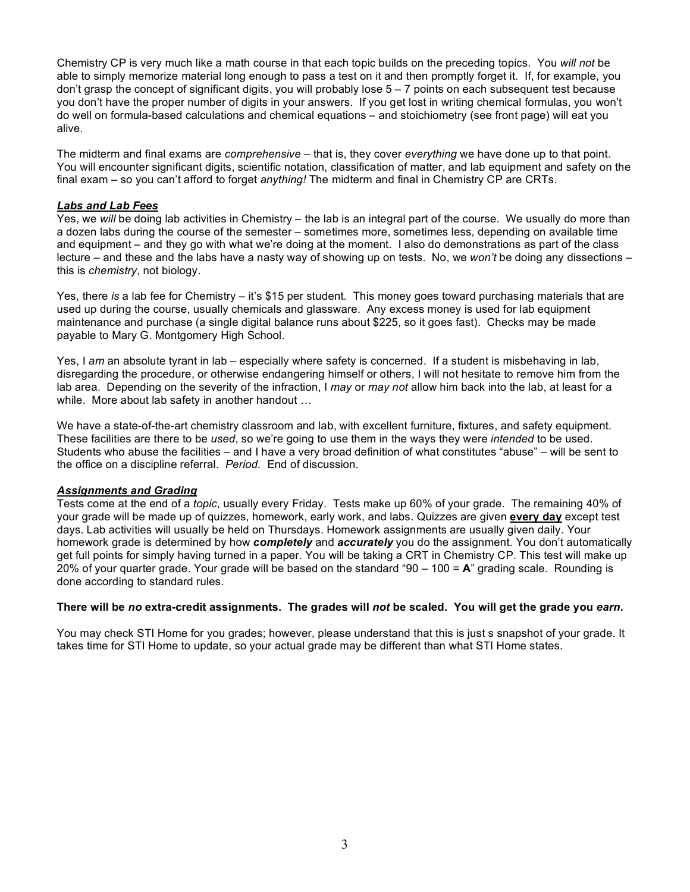Chemistry CP is very much like a math course in that each topic builds on the preceding topics. You *will not* be able to simply memorize material long enough to pass a test on it and then promptly forget it. If, for example, you don't grasp the concept of significant digits, you will probably lose 5 – 7 points on each subsequent test because you don't have the proper number of digits in your answers. If you get lost in writing chemical formulas, you won't do well on formula-based calculations and chemical equations – and stoichiometry (see front page) will eat you alive.

The midterm and final exams are *comprehensive* – that is, they cover *everything* we have done up to that point. You will encounter significant digits, scientific notation, classification of matter, and lab equipment and safety on the final exam – so you can't afford to forget *anything!* The midterm and final in Chemistry CP are CRTs.

### ***Labs and Lab Fees***

Yes, we *will* be doing lab activities in Chemistry – the lab is an integral part of the course. We usually do more than a dozen labs during the course of the semester – sometimes more, sometimes less, depending on available time and equipment – and they go with what we're doing at the moment. I also do demonstrations as part of the class lecture – and these and the labs have a nasty way of showing up on tests. No, we *won't* be doing any dissections – this is *chemistry*, not biology.

Yes, there *is* a lab fee for Chemistry – it's $15 per student. This money goes toward purchasing materials that are used up during the course, usually chemicals and glassware. Any excess money is used for lab equipment maintenance and purchase (a single digital balance runs about $225, so it goes fast). Checks may be made payable to Mary G. Montgomery High School.

Yes, I *am* an absolute tyrant in lab – especially where safety is concerned. If a student is misbehaving in lab, disregarding the procedure, or otherwise endangering himself or others, I will not hesitate to remove him from the lab area. Depending on the severity of the infraction, I *may* or *may not* allow him back into the lab, at least for a while. More about lab safety in another handout …

We have a state-of-the-art chemistry classroom and lab, with excellent furniture, fixtures, and safety equipment. These facilities are there to be *used*, so we're going to use them in the ways they were *intended* to be used. Students who abuse the facilities – and I have a very broad definition of what constitutes "abuse" – will be sent to the office on a discipline referral. *Period.* End of discussion.

### ***Assignments and Grading***

Tests come at the end of a *topic*, usually every Friday. Tests make up 60% of your grade. The remaining 40% of your grade will be made up of quizzes, homework, early work, and labs. Quizzes are given **every day** except test days. Lab activities will usually be held on Thursdays. Homework assignments are usually given daily. Your homework grade is determined by how ***completely*** and ***accurately*** you do the assignment. You don't automatically get full points for simply having turned in a paper. You will be taking a CRT in Chemistry CP. This test will make up 20% of your quarter grade. Your grade will be based on the standard "90 – 100 = **A**" grading scale. Rounding is done according to standard rules.

**There will be *no* extra-credit assignments. The grades will *not* be scaled. You will get the grade you *earn*.**

You may check STI Home for you grades; however, please understand that this is just s snapshot of your grade. It takes time for STI Home to update, so your actual grade may be different than what STI Home states.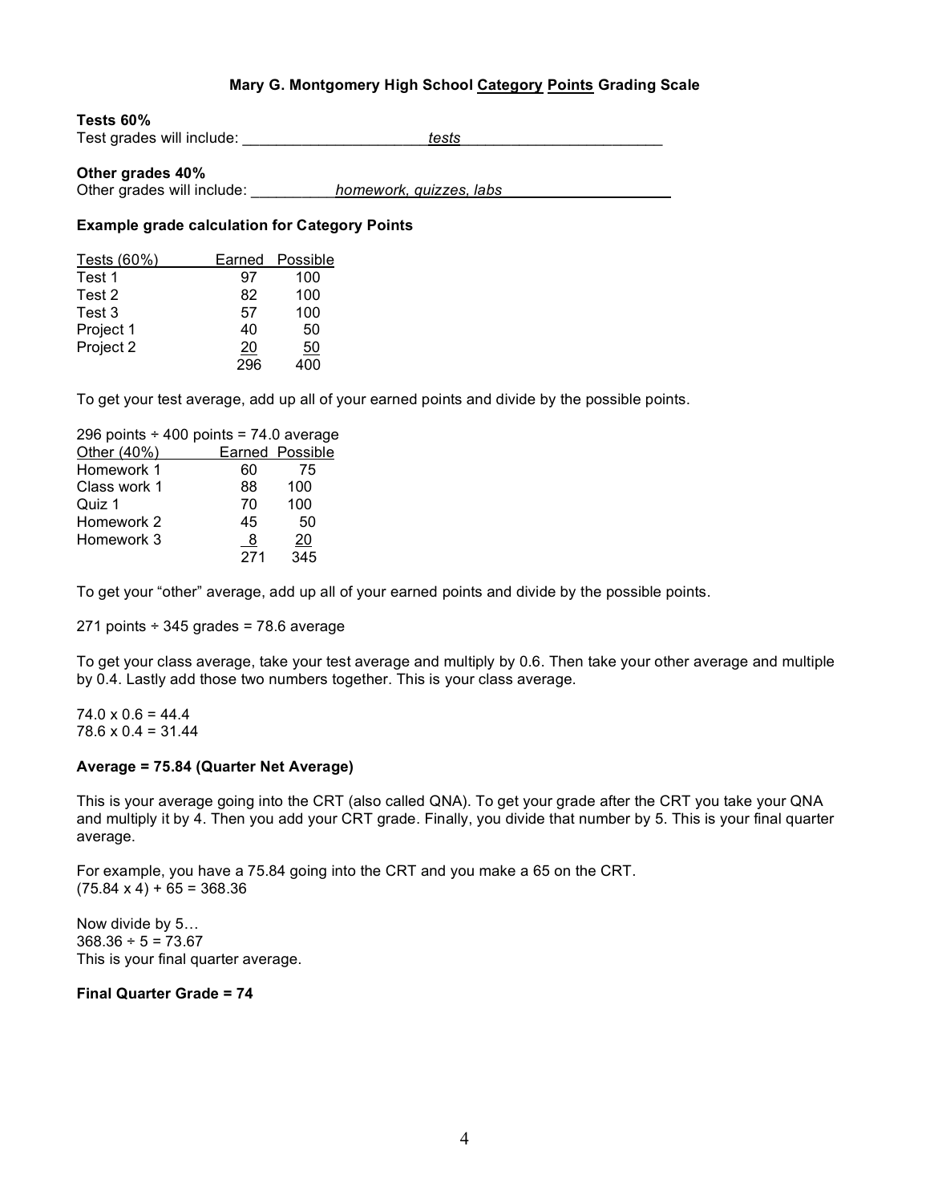# Mary G. Montgomery High School Category Points Grading Scale

**Tests 60%**

Test grades will include: ______________________*tests*________________________

**Other grades 40%**

Other grades will include: __________*homework, quizzes, labs*____________________

**Example grade calculation for Category Points**

| Tests (60%) | Earned | Possible |
|---|---|---|
| Test 1 | 97 | 100 |
| Test 2 | 82 | 100 |
| Test 3 | 57 | 100 |
| Project 1 | 40 | 50 |
| Project 2 | 20 | 50 |
| | 296 | 400 |

To get your test average, add up all of your earned points and divide by the possible points.

296 points ÷ 400 points = 74.0 average

| Other (40%) | Earned | Possible |
|---|---|---|
| Homework 1 | 60 | 75 |
| Class work 1 | 88 | 100 |
| Quiz 1 | 70 | 100 |
| Homework 2 | 45 | 50 |
| Homework 3 | 8 | 20 |
| | 271 | 345 |

To get your "other" average, add up all of your earned points and divide by the possible points.

271 points ÷ 345 grades = 78.6 average

To get your class average, take your test average and multiply by 0.6. Then take your other average and multiple by 0.4. Lastly add those two numbers together. This is your class average.

74.0 x 0.6 = 44.4
78.6 x 0.4 = 31.44

**Average = 75.84 (Quarter Net Average)**

This is your average going into the CRT (also called QNA). To get your grade after the CRT you take your QNA and multiply it by 4. Then you add your CRT grade. Finally, you divide that number by 5. This is your final quarter average.

For example, you have a 75.84 going into the CRT and you make a 65 on the CRT.
(75.84 x 4) + 65 = 368.36

Now divide by 5…
368.36 ÷ 5 = 73.67
This is your final quarter average.

**Final Quarter Grade = 74**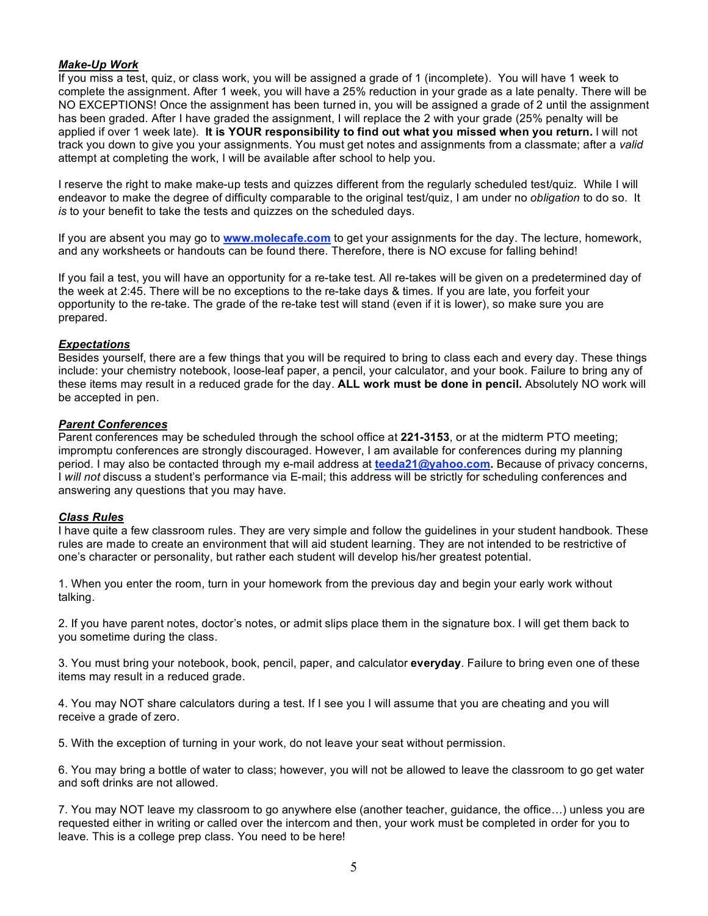***Make-Up Work***

If you miss a test, quiz, or class work, you will be assigned a grade of 1 (incomplete). You will have 1 week to complete the assignment. After 1 week, you will have a 25% reduction in your grade as a late penalty. There will be NO EXCEPTIONS! Once the assignment has been turned in, you will be assigned a grade of 2 until the assignment has been graded. After I have graded the assignment, I will replace the 2 with your grade (25% penalty will be applied if over 1 week late). **It is YOUR responsibility to find out what you missed when you return.** I will not track you down to give you your assignments. You must get notes and assignments from a classmate; after a *valid* attempt at completing the work, I will be available after school to help you.

I reserve the right to make make-up tests and quizzes different from the regularly scheduled test/quiz. While I will endeavor to make the degree of difficulty comparable to the original test/quiz, I am under no *obligation* to do so. It *is* to your benefit to take the tests and quizzes on the scheduled days.

If you are absent you may go to **[www.molecafe.com](http://www.molecafe.com)** to get your assignments for the day. The lecture, homework, and any worksheets or handouts can be found there. Therefore, there is NO excuse for falling behind!

If you fail a test, you will have an opportunity for a re-take test. All re-takes will be given on a predetermined day of the week at 2:45. There will be no exceptions to the re-take days & times. If you are late, you forfeit your opportunity to the re-take. The grade of the re-take test will stand (even if it is lower), so make sure you are prepared.

***Expectations***

Besides yourself, there are a few things that you will be required to bring to class each and every day. These things include: your chemistry notebook, loose-leaf paper, a pencil, your calculator, and your book. Failure to bring any of these items may result in a reduced grade for the day. **ALL work must be done in pencil.** Absolutely NO work will be accepted in pen.

***Parent Conferences***

Parent conferences may be scheduled through the school office at **221-3153**, or at the midterm PTO meeting; impromptu conferences are strongly discouraged. However, I am available for conferences during my planning period. I may also be contacted through my e-mail address at **[teeda21@yahoo.com](mailto:teeda21@yahoo.com).** Because of privacy concerns, I *will not* discuss a student's performance via E-mail; this address will be strictly for scheduling conferences and answering any questions that you may have.

***Class Rules***

I have quite a few classroom rules. They are very simple and follow the guidelines in your student handbook. These rules are made to create an environment that will aid student learning. They are not intended to be restrictive of one's character or personality, but rather each student will develop his/her greatest potential.

1. When you enter the room, turn in your homework from the previous day and begin your early work without talking.

2. If you have parent notes, doctor's notes, or admit slips place them in the signature box. I will get them back to you sometime during the class.

3. You must bring your notebook, book, pencil, paper, and calculator **everyday**. Failure to bring even one of these items may result in a reduced grade.

4. You may NOT share calculators during a test. If I see you I will assume that you are cheating and you will receive a grade of zero.

5. With the exception of turning in your work, do not leave your seat without permission.

6. You may bring a bottle of water to class; however, you will not be allowed to leave the classroom to go get water and soft drinks are not allowed.

7. You may NOT leave my classroom to go anywhere else (another teacher, guidance, the office…) unless you are requested either in writing or called over the intercom and then, your work must be completed in order for you to leave. This is a college prep class. You need to be here!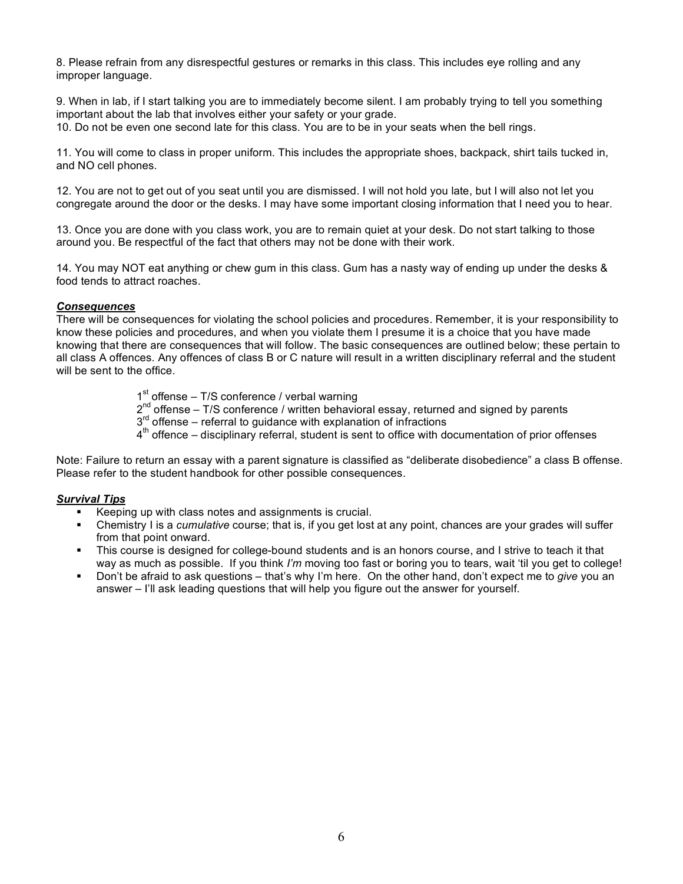8. Please refrain from any disrespectful gestures or remarks in this class. This includes eye rolling and any improper language.

9. When in lab, if I start talking you are to immediately become silent. I am probably trying to tell you something important about the lab that involves either your safety or your grade.

10. Do not be even one second late for this class. You are to be in your seats when the bell rings.

11. You will come to class in proper uniform. This includes the appropriate shoes, backpack, shirt tails tucked in, and NO cell phones.

12. You are not to get out of you seat until you are dismissed. I will not hold you late, but I will also not let you congregate around the door or the desks. I may have some important closing information that I need you to hear.

13. Once you are done with you class work, you are to remain quiet at your desk. Do not start talking to those around you. Be respectful of the fact that others may not be done with their work.

14. You may NOT eat anything or chew gum in this class. Gum has a nasty way of ending up under the desks & food tends to attract roaches.

***Consequences***

There will be consequences for violating the school policies and procedures. Remember, it is your responsibility to know these policies and procedures, and when you violate them I presume it is a choice that you have made knowing that there are consequences that will follow. The basic consequences are outlined below; these pertain to all class A offences. Any offences of class B or C nature will result in a written disciplinary referral and the student will be sent to the office.

1st offense – T/S conference / verbal warning
2nd offense – T/S conference / written behavioral essay, returned and signed by parents
3rd offense – referral to guidance with explanation of infractions
4th offence – disciplinary referral, student is sent to office with documentation of prior offenses

Note: Failure to return an essay with a parent signature is classified as "deliberate disobedience" a class B offense. Please refer to the student handbook for other possible consequences.

***Survival Tips***

- Keeping up with class notes and assignments is crucial.
- Chemistry I is a *cumulative* course; that is, if you get lost at any point, chances are your grades will suffer from that point onward.
- This course is designed for college-bound students and is an honors course, and I strive to teach it that way as much as possible. If you think *I'm* moving too fast or boring you to tears, wait 'til you get to college!
- Don't be afraid to ask questions – that's why I'm here. On the other hand, don't expect me to *give* you an answer – I'll ask leading questions that will help you figure out the answer for yourself.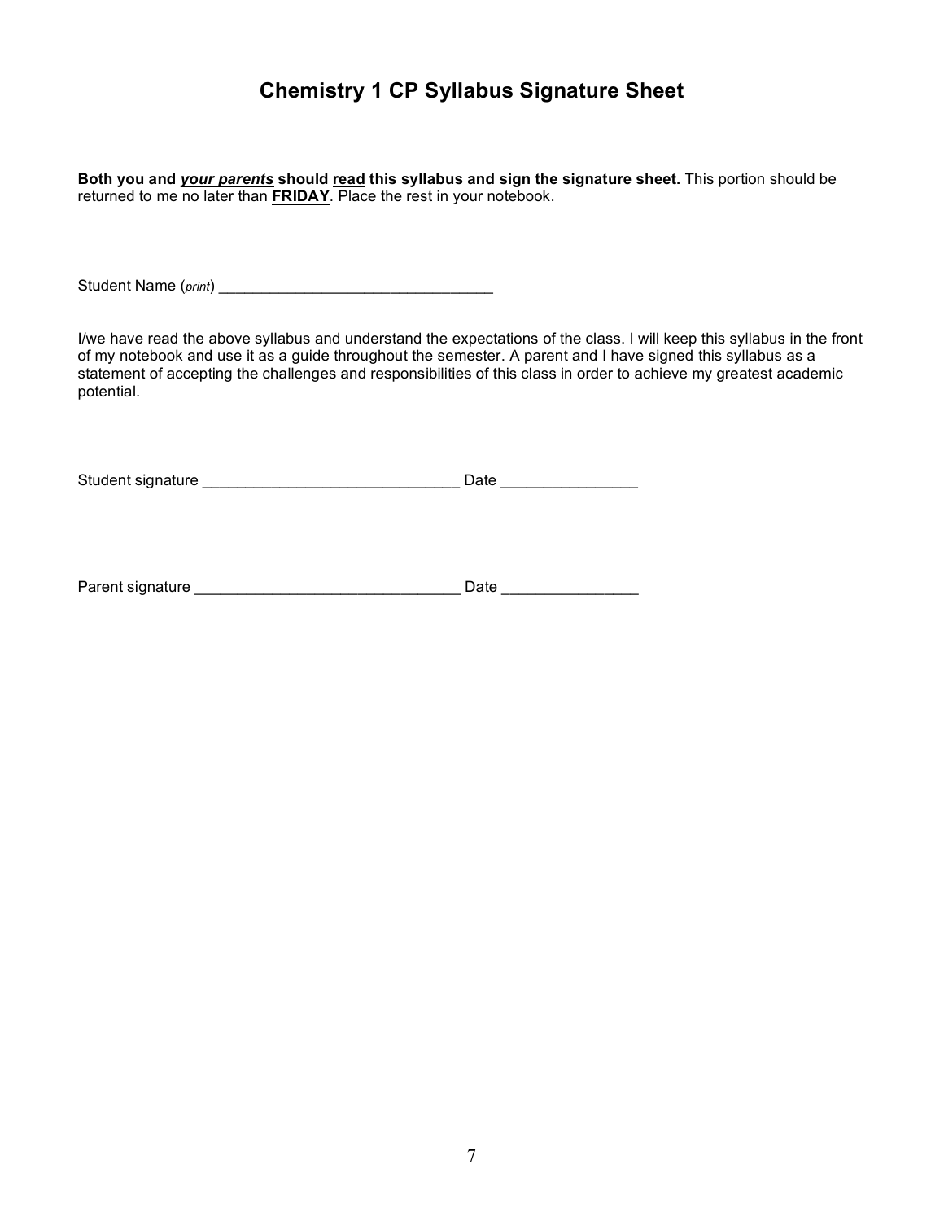# Chemistry 1 CP Syllabus Signature Sheet

**Both you and *<u>your parents</u>* should <u>read</u> this syllabus and sign the signature sheet.** This portion should be returned to me no later than **<u>FRIDAY</u>**. Place the rest in your notebook.

Student Name (*print*) ________________________________

I/we have read the above syllabus and understand the expectations of the class. I will keep this syllabus in the front of my notebook and use it as a guide throughout the semester. A parent and I have signed this syllabus as a statement of accepting the challenges and responsibilities of this class in order to achieve my greatest academic potential.

Student signature ______________________________ Date _______________

Parent signature ______________________________ Date _______________